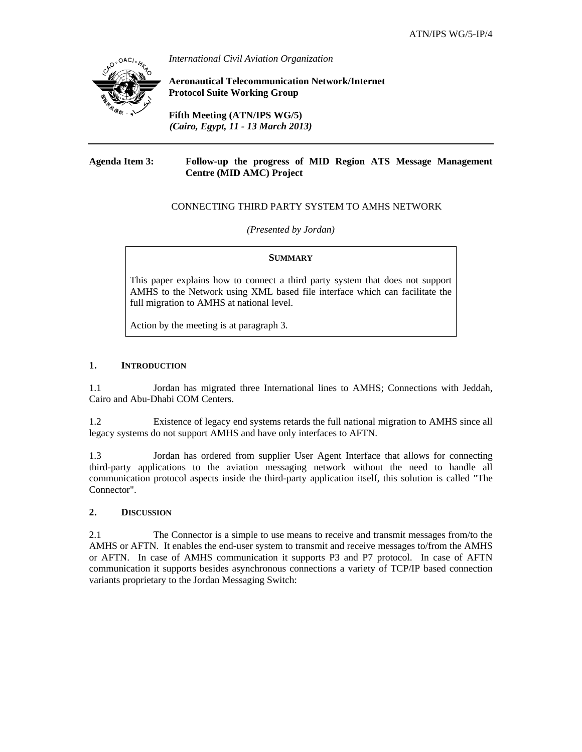ATN/IPS WG/5-IP/4

*International Civil Aviation Organization*

**Aeronautical Telecommunication Network/Internet Protocol Suite Working Group**

**Fifth Meeting (ATN/IPS WG/5)**
***(Cairo, Egypt, 11 - 13 March 2013)***

**Agenda Item 3: Follow-up the progress of MID Region ATS Message Management Centre (MID AMC) Project**

CONNECTING THIRD PARTY SYSTEM TO AMHS NETWORK

*(Presented by Jordan)*

**SUMMARY**

This paper explains how to connect a third party system that does not support AMHS to the Network using XML based file interface which can facilitate the full migration to AMHS at national level.

Action by the meeting is at paragraph 3.

## 1. INTRODUCTION

1.1 Jordan has migrated three International lines to AMHS; Connections with Jeddah, Cairo and Abu-Dhabi COM Centers.

1.2 Existence of legacy end systems retards the full national migration to AMHS since all legacy systems do not support AMHS and have only interfaces to AFTN.

1.3 Jordan has ordered from supplier User Agent Interface that allows for connecting third-party applications to the aviation messaging network without the need to handle all communication protocol aspects inside the third-party application itself, this solution is called "The Connector".

## 2. DISCUSSION

2.1 The Connector is a simple to use means to receive and transmit messages from/to the AMHS or AFTN. It enables the end-user system to transmit and receive messages to/from the AMHS or AFTN. In case of AMHS communication it supports P3 and P7 protocol. In case of AFTN communication it supports besides asynchronous connections a variety of TCP/IP based connection variants proprietary to the Jordan Messaging Switch: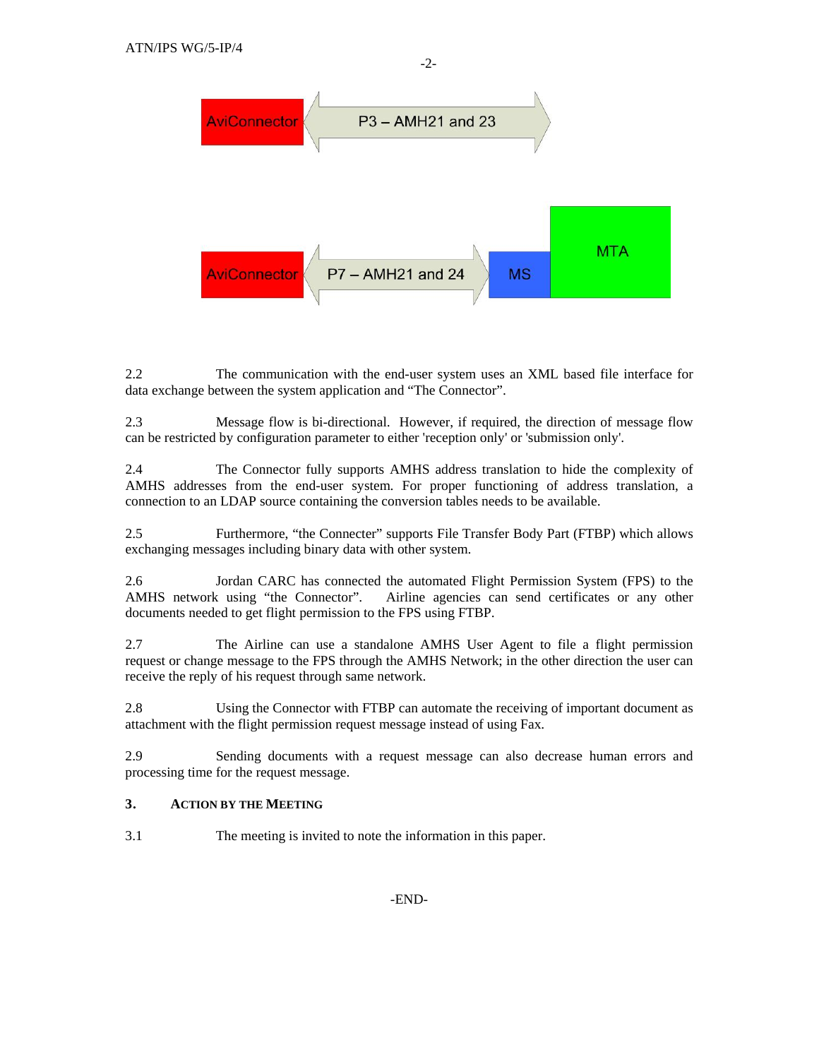AviConnector

P3 – AMH21 and 23

AviConnector

P7 – AMH21 and 24

MS

MTA

2.2 The communication with the end-user system uses an XML based file interface for data exchange between the system application and “The Connector”.

2.3 Message flow is bi-directional. However, if required, the direction of message flow can be restricted by configuration parameter to either 'reception only' or 'submission only'.

2.4 The Connector fully supports AMHS address translation to hide the complexity of AMHS addresses from the end-user system. For proper functioning of address translation, a connection to an LDAP source containing the conversion tables needs to be available.

2.5 Furthermore, “the Connecter” supports File Transfer Body Part (FTBP) which allows exchanging messages including binary data with other system.

2.6 Jordan CARC has connected the automated Flight Permission System (FPS) to the AMHS network using “the Connector”. Airline agencies can send certificates or any other documents needed to get flight permission to the FPS using FTBP.

2.7 The Airline can use a standalone AMHS User Agent to file a flight permission request or change message to the FPS through the AMHS Network; in the other direction the user can receive the reply of his request through same network.

2.8 Using the Connector with FTBP can automate the receiving of important document as attachment with the flight permission request message instead of using Fax.

2.9 Sending documents with a request message can also decrease human errors and processing time for the request message.

## 3. ACTION BY THE MEETING

3.1 The meeting is invited to note the information in this paper.

-END-